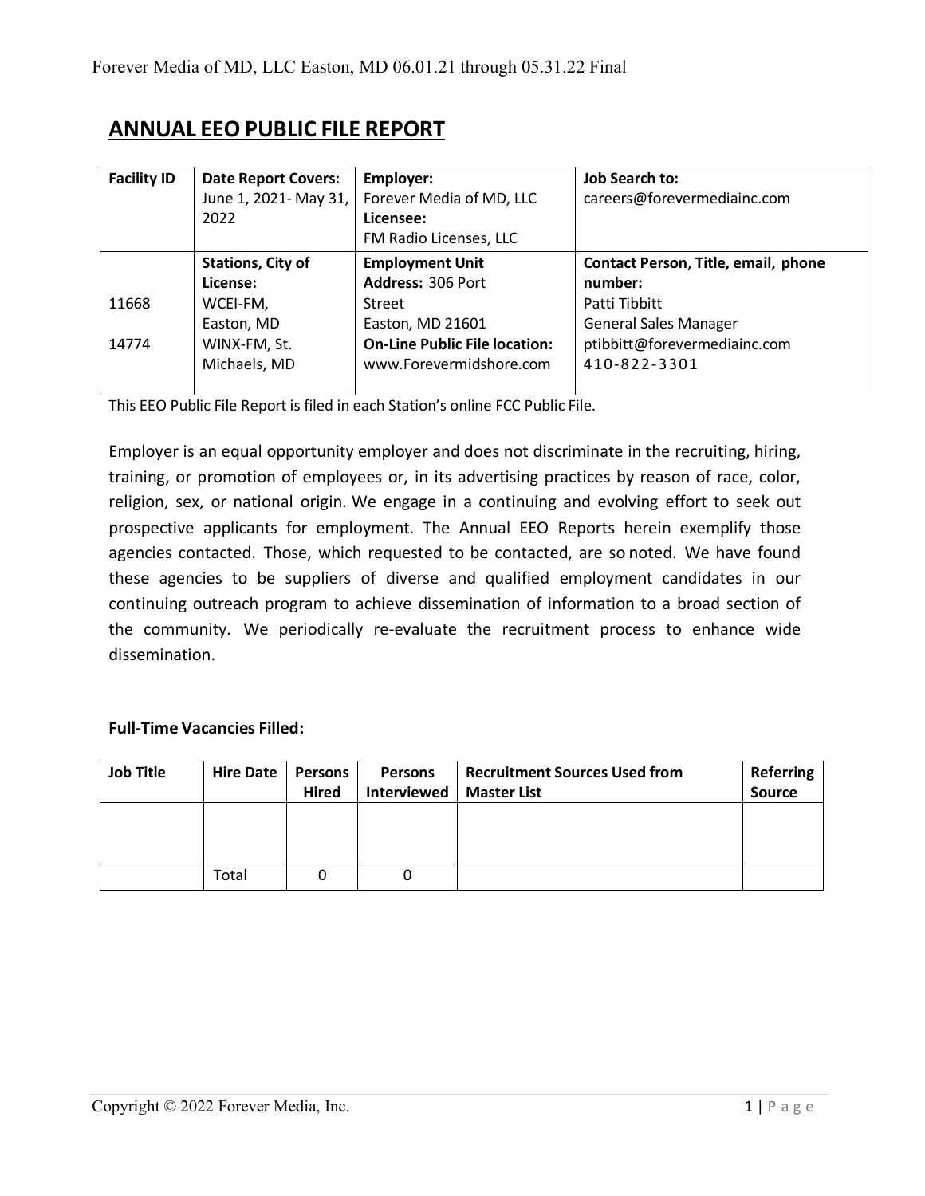# ANNUAL EEO PUBLIC FILE REPORT

| Facility ID | Date Report Covers: | Employer: | Job Search to: |
|---|---|---|---|
| | June 1, 2021- May 31, 2022 | Forever Media of MD, LLC<br>**Licensee:**<br>FM Radio Licenses, LLC | careers@forevermediainc.com |
| | **Stations, City of License:** | **Employment Unit Address:** 306 Port Street<br>Easton, MD 21601 | **Contact Person, Title, email, phone number:** |
| 11668<br>14774 | WCEI-FM, Easton, MD<br>WINX-FM, St. Michaels, MD | **On-Line Public File location:**<br>www.Forevermidshore.com | Patti Tibbitt<br>General Sales Manager<br>ptibbitt@forevermediainc.com<br>410-822-3301 |

This EEO Public File Report is filed in each Station's online FCC Public File.

Employer is an equal opportunity employer and does not discriminate in the recruiting, hiring, training, or promotion of employees or, in its advertising practices by reason of race, color, religion, sex, or national origin. We engage in a continuing and evolving effort to seek out prospective applicants for employment. The Annual EEO Reports herein exemplify those agencies contacted. Those, which requested to be contacted, are so noted. We have found these agencies to be suppliers of diverse and qualified employment candidates in our continuing outreach program to achieve dissemination of information to a broad section of the community. We periodically re-evaluate the recruitment process to enhance wide dissemination.

**Full-Time Vacancies Filled:**

| Job Title | Hire Date | Persons Hired | Persons Interviewed | Recruitment Sources Used from Master List | Referring Source |
|---|---|---|---|---|---|
| | | | | | |
| | Total | 0 | 0 | | |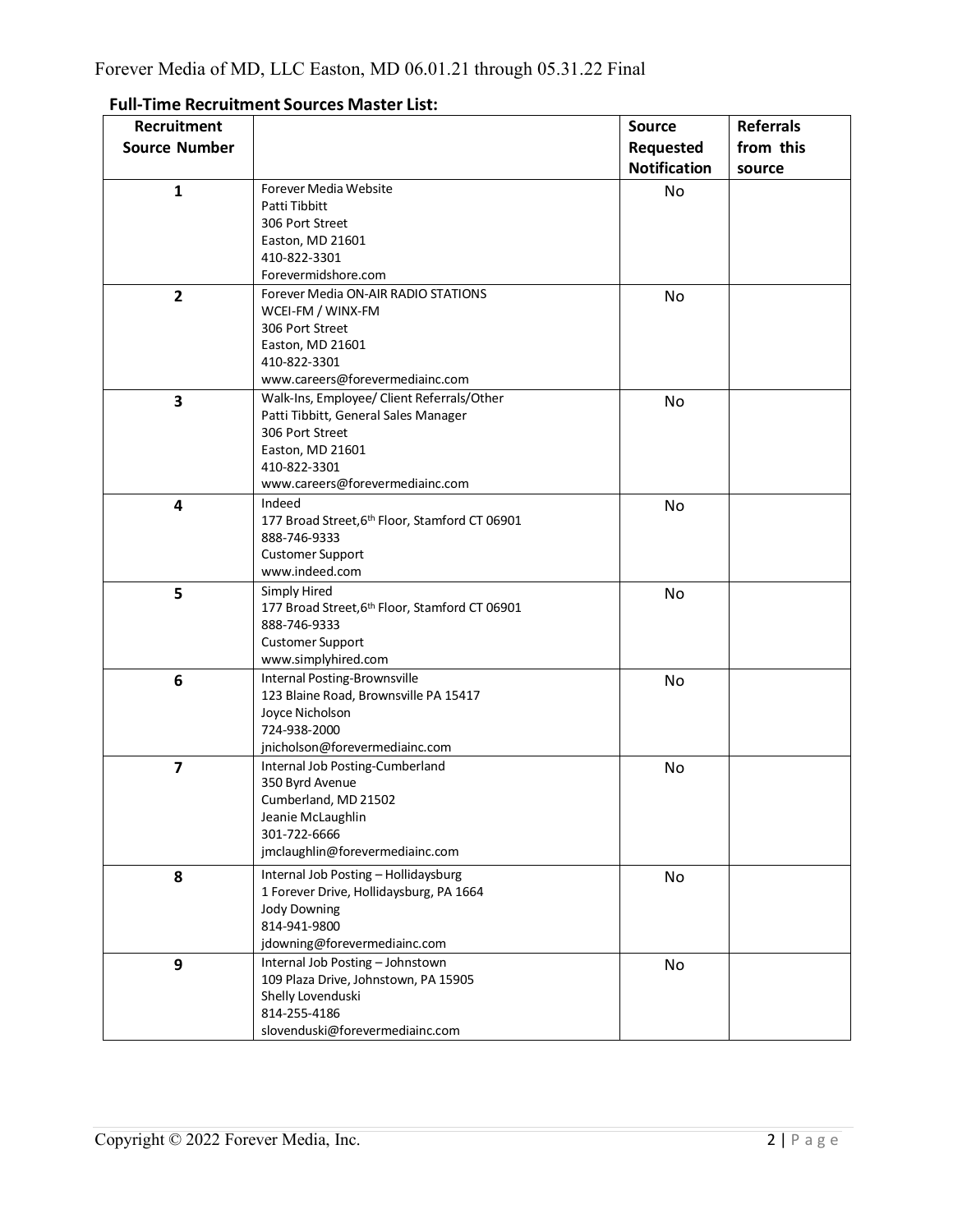Forever Media of MD, LLC Easton, MD 06.01.21 through 05.31.22 Final

**Full-Time Recruitment Sources Master List:**

| Recruitment Source Number | | Source Requested Notification | Referrals from this source |
|---|---|---|---|
| 1 | Forever Media Website<br>Patti Tibbitt<br>306 Port Street<br>Easton, MD 21601<br>410-822-3301<br>Forevermidshore.com | No | |
| 2 | Forever Media ON-AIR RADIO STATIONS<br>WCEI-FM / WINX-FM<br>306 Port Street<br>Easton, MD 21601<br>410-822-3301<br>www.careers@forevermediainc.com | No | |
| 3 | Walk-Ins, Employee/ Client Referrals/Other<br>Patti Tibbitt, General Sales Manager<br>306 Port Street<br>Easton, MD 21601<br>410-822-3301<br>www.careers@forevermediainc.com | No | |
| 4 | Indeed<br>177 Broad Street,6th Floor, Stamford CT 06901<br>888-746-9333<br>Customer Support<br>www.indeed.com | No | |
| 5 | Simply Hired<br>177 Broad Street,6th Floor, Stamford CT 06901<br>888-746-9333<br>Customer Support<br>www.simplyhired.com | No | |
| 6 | Internal Posting-Brownsville<br>123 Blaine Road, Brownsville PA 15417<br>Joyce Nicholson<br>724-938-2000<br>jnicholson@forevermediainc.com | No | |
| 7 | Internal Job Posting-Cumberland<br>350 Byrd Avenue<br>Cumberland, MD 21502<br>Jeanie McLaughlin<br>301-722-6666<br>jmclaughlin@forevermediainc.com | No | |
| 8 | Internal Job Posting – Hollidaysburg<br>1 Forever Drive, Hollidaysburg, PA 1664<br>Jody Downing<br>814-941-9800<br>jdowning@forevermediainc.com | No | |
| 9 | Internal Job Posting – Johnstown<br>109 Plaza Drive, Johnstown, PA 15905<br>Shelly Lovenduski<br>814-255-4186<br>slovenduski@forevermediainc.com | No | |

Copyright © 2022 Forever Media, Inc.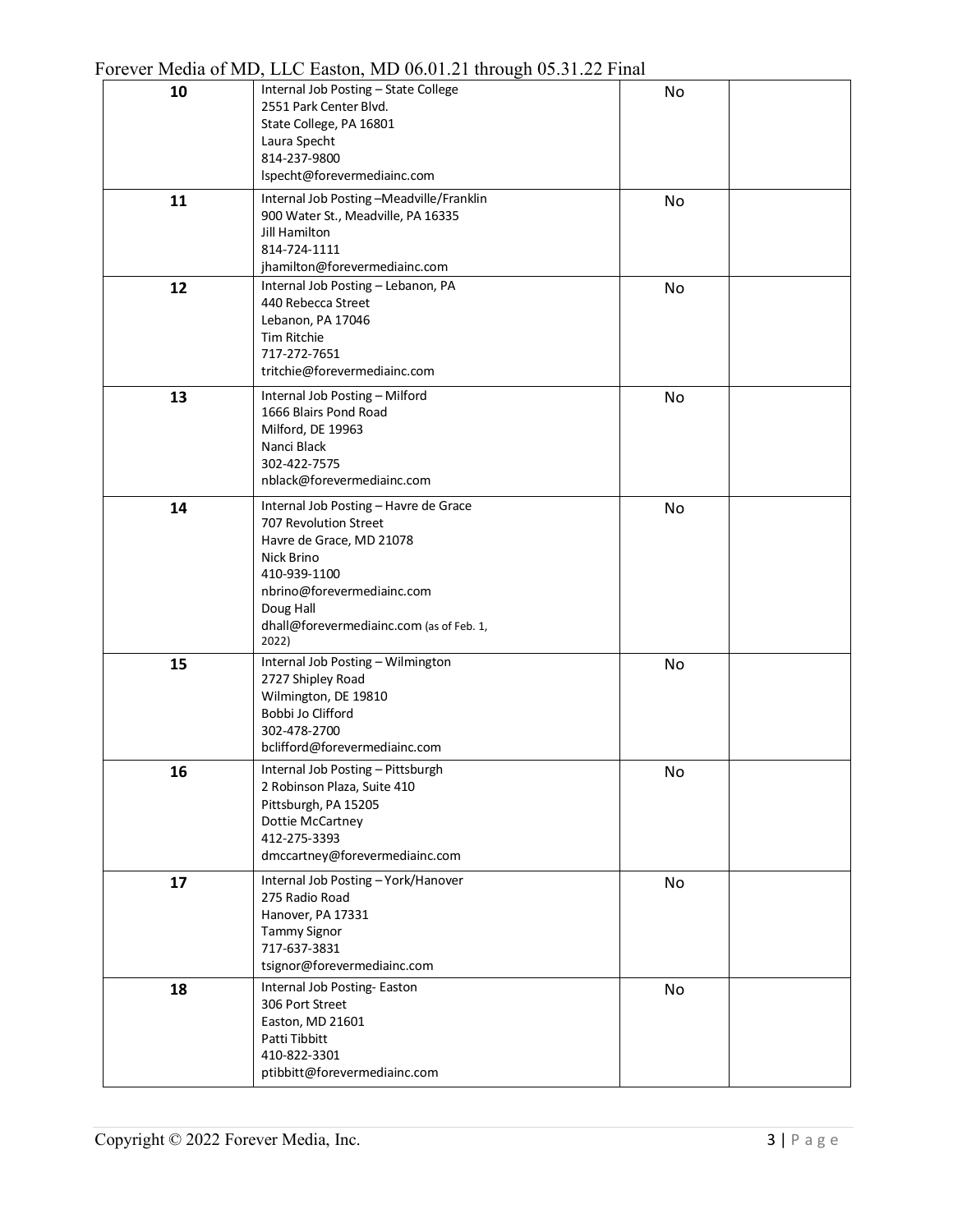| | | | |
|---|---|---|---|
| **10** | Internal Job Posting – State College<br>2551 Park Center Blvd.<br>State College, PA 16801<br>Laura Specht<br>814-237-9800<br>lspecht@forevermediainc.com | No | |
| **11** | Internal Job Posting –Meadville/Franklin<br>900 Water St., Meadville, PA 16335<br>Jill Hamilton<br>814-724-1111<br>jhamilton@forevermediainc.com | No | |
| **12** | Internal Job Posting – Lebanon, PA<br>440 Rebecca Street<br>Lebanon, PA 17046<br>Tim Ritchie<br>717-272-7651<br>tritchie@forevermediainc.com | No | |
| **13** | Internal Job Posting – Milford<br>1666 Blairs Pond Road<br>Milford, DE 19963<br>Nanci Black<br>302-422-7575<br>nblack@forevermediainc.com | No | |
| **14** | Internal Job Posting – Havre de Grace<br>707 Revolution Street<br>Havre de Grace, MD 21078<br>Nick Brino<br>410-939-1100<br>nbrino@forevermediainc.com<br>Doug Hall<br>dhall@forevermediainc.com (as of Feb. 1, 2022) | No | |
| **15** | Internal Job Posting – Wilmington<br>2727 Shipley Road<br>Wilmington, DE 19810<br>Bobbi Jo Clifford<br>302-478-2700<br>bclifford@forevermediainc.com | No | |
| **16** | Internal Job Posting – Pittsburgh<br>2 Robinson Plaza, Suite 410<br>Pittsburgh, PA 15205<br>Dottie McCartney<br>412-275-3393<br>dmccartney@forevermediainc.com | No | |
| **17** | Internal Job Posting – York/Hanover<br>275 Radio Road<br>Hanover, PA 17331<br>Tammy Signor<br>717-637-3831<br>tsignor@forevermediainc.com | No | |
| **18** | Internal Job Posting- Easton<br>306 Port Street<br>Easton, MD 21601<br>Patti Tibbitt<br>410-822-3301<br>ptibbitt@forevermediainc.com | No | |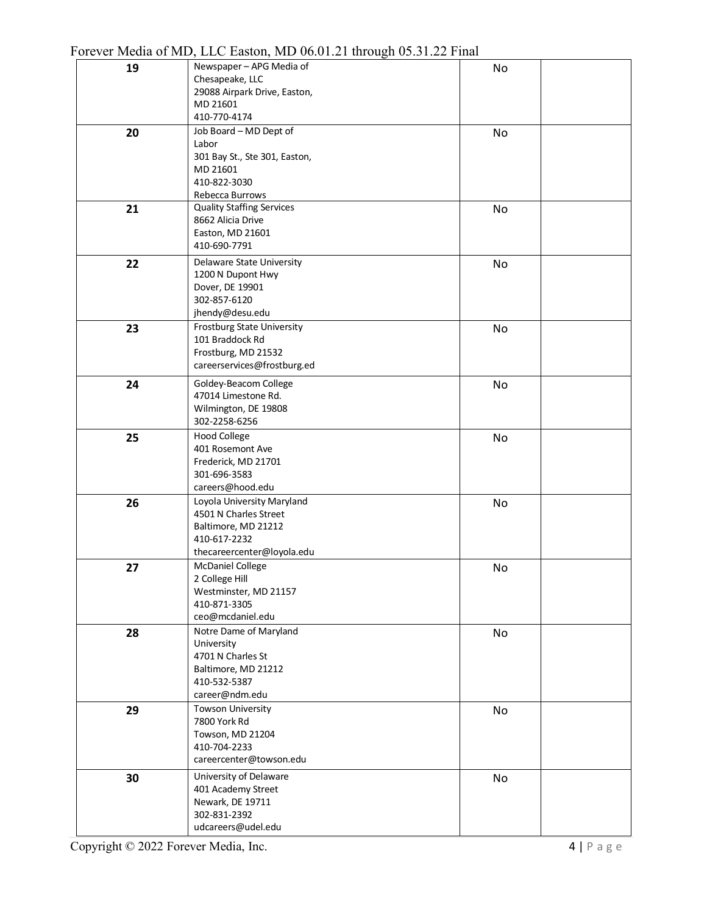| 19 | Newspaper – APG Media of Chesapeake, LLC<br>29088 Airpark Drive, Easton, MD 21601<br>410-770-4174 | No | |
|---|---|---|---|
| 20 | Job Board – MD Dept of Labor<br>301 Bay St., Ste 301, Easton, MD 21601<br>410-822-3030<br>Rebecca Burrows | No | |
| 21 | Quality Staffing Services<br>8662 Alicia Drive<br>Easton, MD 21601<br>410-690-7791 | No | |
| 22 | Delaware State University<br>1200 N Dupont Hwy<br>Dover, DE 19901<br>302-857-6120<br>jhendy@desu.edu | No | |
| 23 | Frostburg State University<br>101 Braddock Rd<br>Frostburg, MD 21532<br>careerservices@frostburg.ed | No | |
| 24 | Goldey-Beacom College<br>47014 Limestone Rd.<br>Wilmington, DE 19808<br>302-2258-6256 | No | |
| 25 | Hood College<br>401 Rosemont Ave<br>Frederick, MD 21701<br>301-696-3583<br>careers@hood.edu | No | |
| 26 | Loyola University Maryland<br>4501 N Charles Street<br>Baltimore, MD 21212<br>410-617-2232<br>thecareercenter@loyola.edu | No | |
| 27 | McDaniel College<br>2 College Hill<br>Westminster, MD 21157<br>410-871-3305<br>ceo@mcdaniel.edu | No | |
| 28 | Notre Dame of Maryland University<br>4701 N Charles St<br>Baltimore, MD 21212<br>410-532-5387<br>career@ndm.edu | No | |
| 29 | Towson University<br>7800 York Rd<br>Towson, MD 21204<br>410-704-2233<br>careercenter@towson.edu | No | |
| 30 | University of Delaware<br>401 Academy Street<br>Newark, DE 19711<br>302-831-2392<br>udcareers@udel.edu | No | |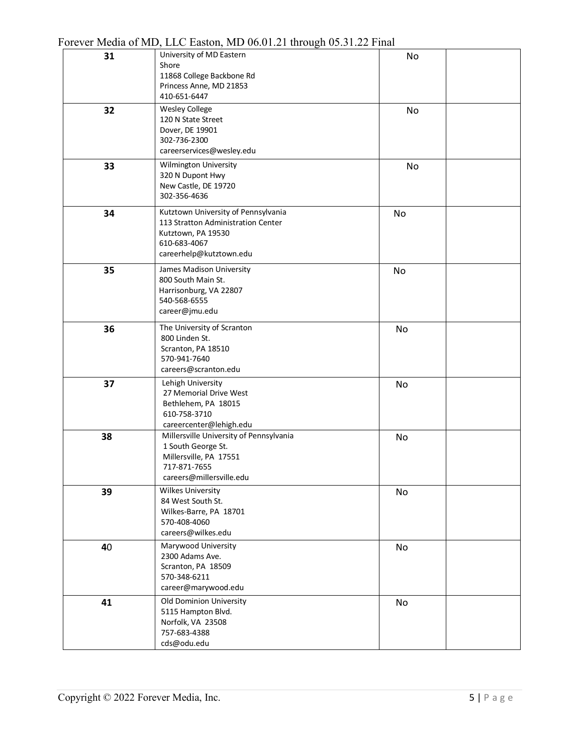Forever Media of MD, LLC Easton, MD 06.01.21 through 05.31.22 Final

| | | | |
|---|---|---|---|
| **31** | University of MD Eastern Shore<br>11868 College Backbone Rd<br>Princess Anne, MD 21853<br>410-651-6447 | No | |
| **32** | Wesley College<br>120 N State Street<br>Dover, DE 19901<br>302-736-2300<br>careerservices@wesley.edu | No | |
| **33** | Wilmington University<br>320 N Dupont Hwy<br>New Castle, DE 19720<br>302-356-4636 | No | |
| **34** | Kutztown University of Pennsylvania<br>113 Stratton Administration Center<br>Kutztown, PA 19530<br>610-683-4067<br>careerhelp@kutztown.edu | No | |
| **35** | James Madison University<br>800 South Main St.<br>Harrisonburg, VA 22807<br>540-568-6555<br>career@jmu.edu | No | |
| **36** | The University of Scranton<br>800 Linden St.<br>Scranton, PA 18510<br>570-941-7640<br>careers@scranton.edu | No | |
| **37** | Lehigh University<br>27 Memorial Drive West<br>Bethlehem, PA 18015<br>610-758-3710<br>careercenter@lehigh.edu | No | |
| **38** | Millersville University of Pennsylvania<br>1 South George St.<br>Millersville, PA 17551<br>717-871-7655<br>careers@millersville.edu | No | |
| **39** | Wilkes University<br>84 West South St.<br>Wilkes-Barre, PA 18701<br>570-408-4060<br>careers@wilkes.edu | No | |
| **40** | Marywood University<br>2300 Adams Ave.<br>Scranton, PA 18509<br>570-348-6211<br>career@marywood.edu | No | |
| **41** | Old Dominion University<br>5115 Hampton Blvd.<br>Norfolk, VA 23508<br>757-683-4388<br>cds@odu.edu | No | |

Copyright © 2022 Forever Media, Inc.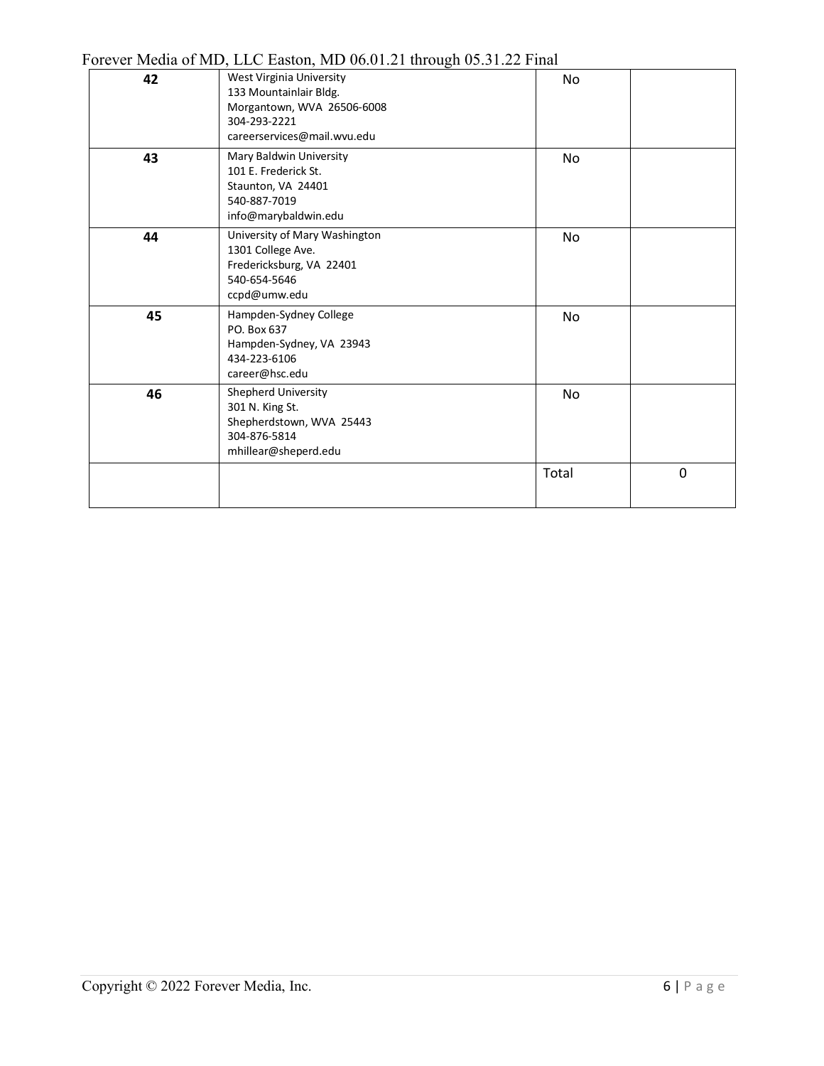| | | | |
|---|---|---|---|
| **42** | West Virginia University<br>133 Mountainlair Bldg.<br>Morgantown, WVA 26506-6008<br>304-293-2221<br>careerservices@mail.wvu.edu | No | |
| **43** | Mary Baldwin University<br>101 E. Frederick St.<br>Staunton, VA 24401<br>540-887-7019<br>info@marybaldwin.edu | No | |
| **44** | University of Mary Washington<br>1301 College Ave.<br>Fredericksburg, VA 22401<br>540-654-5646<br>ccpd@umw.edu | No | |
| **45** | Hampden-Sydney College<br>PO. Box 637<br>Hampden-Sydney, VA 23943<br>434-223-6106<br>career@hsc.edu | No | |
| **46** | Shepherd University<br>301 N. King St.<br>Shepherdstown, WVA 25443<br>304-876-5814<br>mhillear@sheperd.edu | No | |
| | | Total | 0 |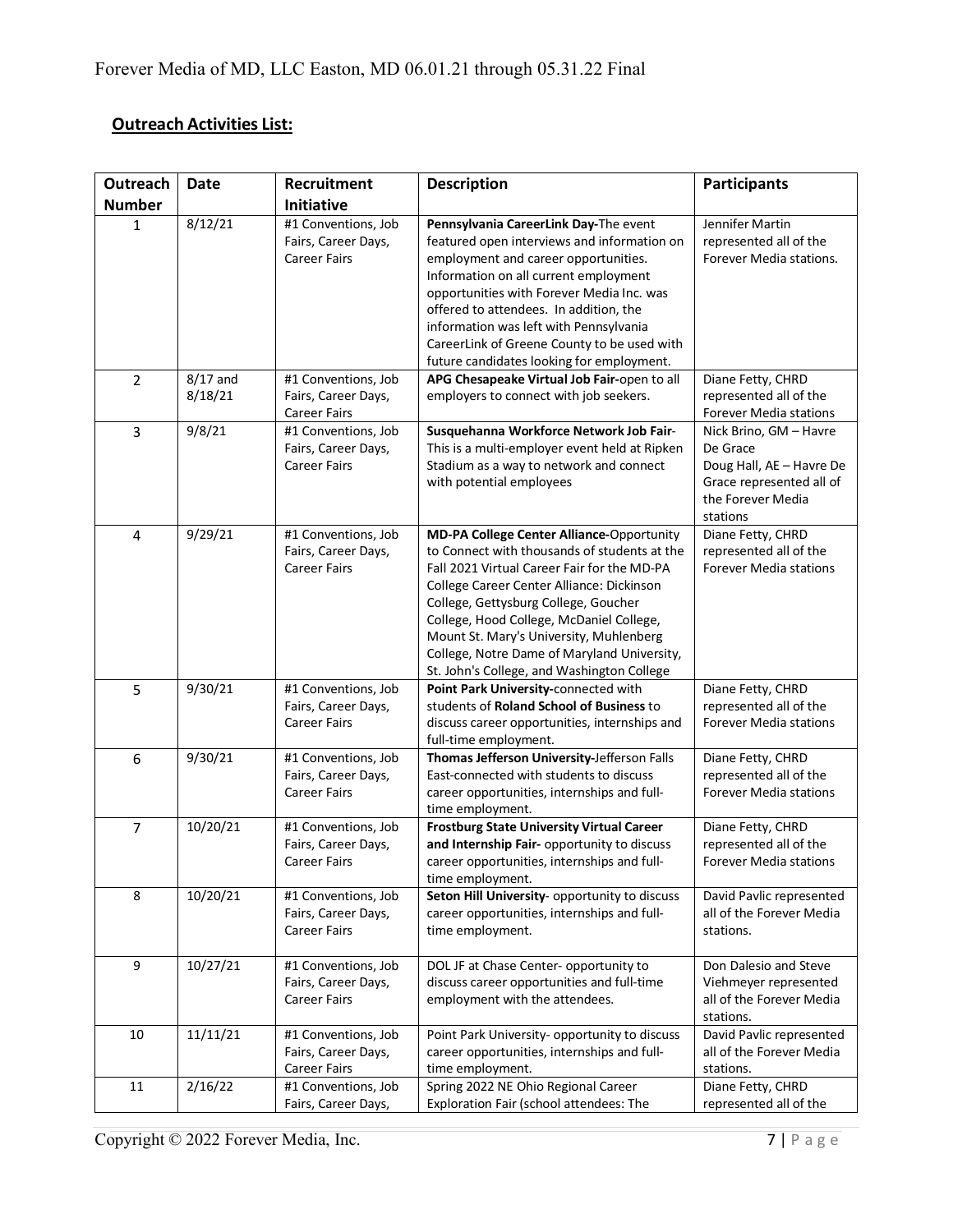## Outreach Activities List:

| Outreach Number | Date | Recruitment Initiative | Description | Participants |
|---|---|---|---|---|
| 1 | 8/12/21 | #1 Conventions, Job Fairs, Career Days, Career Fairs | **Pennsylvania CareerLink Day-**The event featured open interviews and information on employment and career opportunities. Information on all current employment opportunities with Forever Media Inc. was offered to attendees. In addition, the information was left with Pennsylvania CareerLink of Greene County to be used with future candidates looking for employment. | Jennifer Martin represented all of the Forever Media stations. |
| 2 | 8/17 and 8/18/21 | #1 Conventions, Job Fairs, Career Days, Career Fairs | **APG Chesapeake Virtual Job Fair-**open to all employers to connect with job seekers. | Diane Fetty, CHRD represented all of the Forever Media stations |
| 3 | 9/8/21 | #1 Conventions, Job Fairs, Career Days, Career Fairs | **Susquehanna Workforce Network Job Fair**-This is a multi-employer event held at Ripken Stadium as a way to network and connect with potential employees | Nick Brino, GM – Havre De Grace Doug Hall, AE – Havre De Grace represented all of the Forever Media stations |
| 4 | 9/29/21 | #1 Conventions, Job Fairs, Career Days, Career Fairs | **MD-PA College Center Alliance-**Opportunity to Connect with thousands of students at the Fall 2021 Virtual Career Fair for the MD-PA College Career Center Alliance: Dickinson College, Gettysburg College, Goucher College, Hood College, McDaniel College, Mount St. Mary's University, Muhlenberg College, Notre Dame of Maryland University, St. John's College, and Washington College | Diane Fetty, CHRD represented all of the Forever Media stations |
| 5 | 9/30/21 | #1 Conventions, Job Fairs, Career Days, Career Fairs | **Point Park University-**connected with students of **Roland School of Business** to discuss career opportunities, internships and full-time employment. | Diane Fetty, CHRD represented all of the Forever Media stations |
| 6 | 9/30/21 | #1 Conventions, Job Fairs, Career Days, Career Fairs | **Thomas Jefferson University-**Jefferson Falls East-connected with students to discuss career opportunities, internships and full-time employment. | Diane Fetty, CHRD represented all of the Forever Media stations |
| 7 | 10/20/21 | #1 Conventions, Job Fairs, Career Days, Career Fairs | **Frostburg State University Virtual Career and Internship Fair-** opportunity to discuss career opportunities, internships and full-time employment. | Diane Fetty, CHRD represented all of the Forever Media stations |
| 8 | 10/20/21 | #1 Conventions, Job Fairs, Career Days, Career Fairs | **Seton Hill University**- opportunity to discuss career opportunities, internships and full-time employment. | David Pavlic represented all of the Forever Media stations. |
| 9 | 10/27/21 | #1 Conventions, Job Fairs, Career Days, Career Fairs | DOL JF at Chase Center- opportunity to discuss career opportunities and full-time employment with the attendees. | Don Dalesio and Steve Viehmeyer represented all of the Forever Media stations. |
| 10 | 11/11/21 | #1 Conventions, Job Fairs, Career Days, Career Fairs | Point Park University- opportunity to discuss career opportunities, internships and full-time employment. | David Pavlic represented all of the Forever Media stations. |
| 11 | 2/16/22 | #1 Conventions, Job Fairs, Career Days, | Spring 2022 NE Ohio Regional Career Exploration Fair (school attendees: The | Diane Fetty, CHRD represented all of the |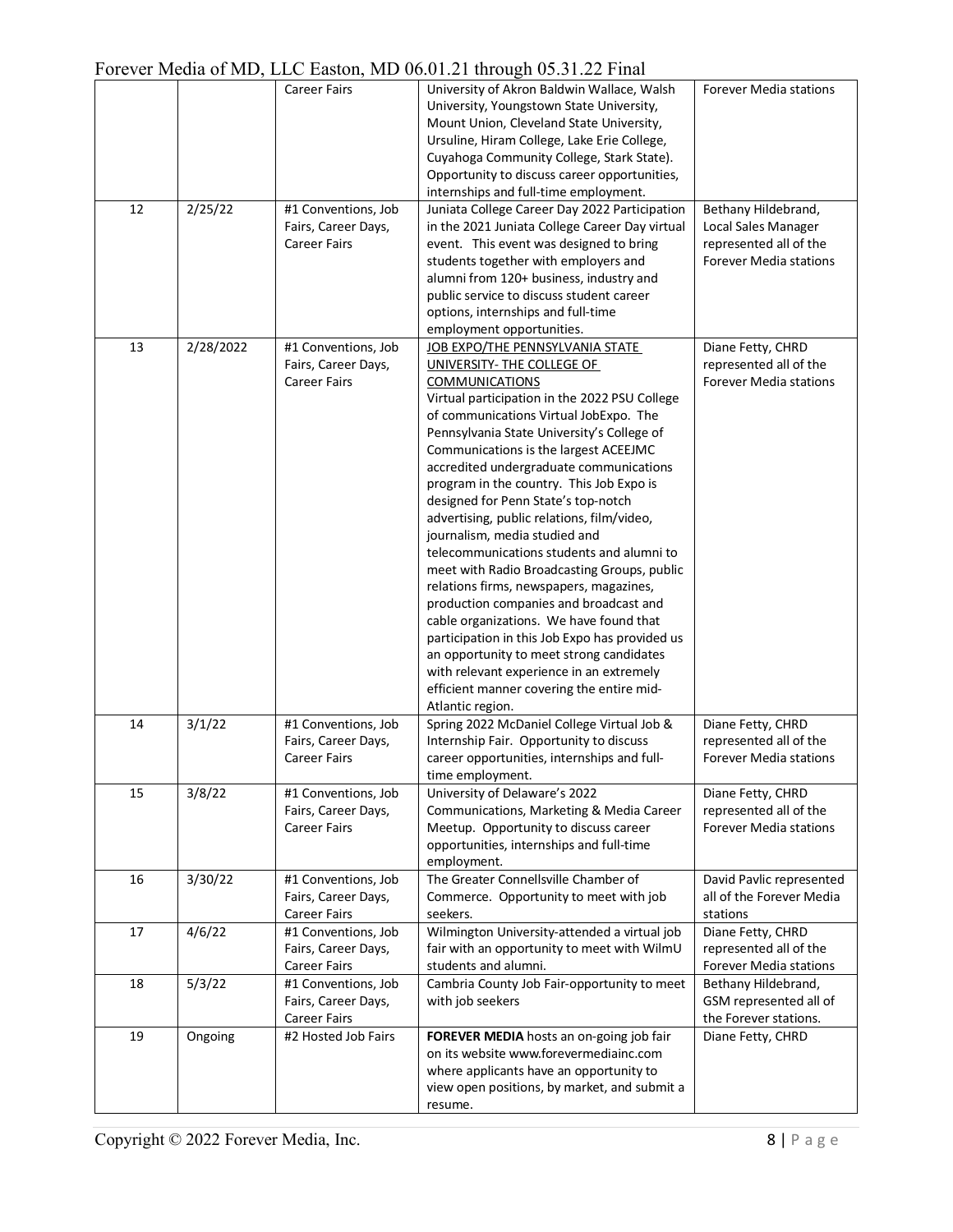| | | | | |
|---|---|---|---|---|
| | | Career Fairs | University of Akron Baldwin Wallace, Walsh University, Youngstown State University, Mount Union, Cleveland State University, Ursuline, Hiram College, Lake Erie College, Cuyahoga Community College, Stark State). Opportunity to discuss career opportunities, internships and full-time employment. | Forever Media stations |
| 12 | 2/25/22 | #1 Conventions, Job Fairs, Career Days, Career Fairs | Juniata College Career Day 2022 Participation in the 2021 Juniata College Career Day virtual event. This event was designed to bring students together with employers and alumni from 120+ business, industry and public service to discuss student career options, internships and full-time employment opportunities. | Bethany Hildebrand, Local Sales Manager represented all of the Forever Media stations |
| 13 | 2/28/2022 | #1 Conventions, Job Fairs, Career Days, Career Fairs | JOB EXPO/THE PENNSYLVANIA STATE UNIVERSITY- THE COLLEGE OF COMMUNICATIONS Virtual participation in the 2022 PSU College of communications Virtual JobExpo. The Pennsylvania State University's College of Communications is the largest ACEEJMC accredited undergraduate communications program in the country. This Job Expo is designed for Penn State's top-notch advertising, public relations, film/video, journalism, media studied and telecommunications students and alumni to meet with Radio Broadcasting Groups, public relations firms, newspapers, magazines, production companies and broadcast and cable organizations. We have found that participation in this Job Expo has provided us an opportunity to meet strong candidates with relevant experience in an extremely efficient manner covering the entire mid-Atlantic region. | Diane Fetty, CHRD represented all of the Forever Media stations |
| 14 | 3/1/22 | #1 Conventions, Job Fairs, Career Days, Career Fairs | Spring 2022 McDaniel College Virtual Job & Internship Fair. Opportunity to discuss career opportunities, internships and full-time employment. | Diane Fetty, CHRD represented all of the Forever Media stations |
| 15 | 3/8/22 | #1 Conventions, Job Fairs, Career Days, Career Fairs | University of Delaware's 2022 Communications, Marketing & Media Career Meetup. Opportunity to discuss career opportunities, internships and full-time employment. | Diane Fetty, CHRD represented all of the Forever Media stations |
| 16 | 3/30/22 | #1 Conventions, Job Fairs, Career Days, Career Fairs | The Greater Connellsville Chamber of Commerce. Opportunity to meet with job seekers. | David Pavlic represented all of the Forever Media stations |
| 17 | 4/6/22 | #1 Conventions, Job Fairs, Career Days, Career Fairs | Wilmington University-attended a virtual job fair with an opportunity to meet with WilmU students and alumni. | Diane Fetty, CHRD represented all of the Forever Media stations |
| 18 | 5/3/22 | #1 Conventions, Job Fairs, Career Days, Career Fairs | Cambria County Job Fair-opportunity to meet with job seekers | Bethany Hildebrand, GSM represented all of the Forever stations. |
| 19 | Ongoing | #2 Hosted Job Fairs | **FOREVER MEDIA** hosts an on-going job fair on its website www.forevermediainc.com where applicants have an opportunity to view open positions, by market, and submit a resume. | Diane Fetty, CHRD |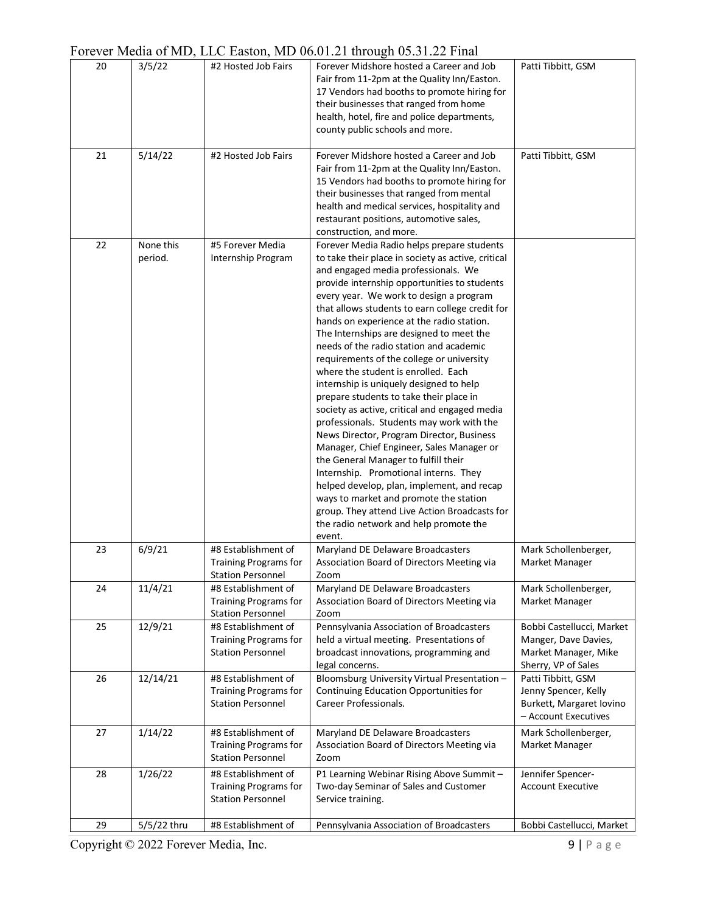| 20 | 3/5/22 | #2 Hosted Job Fairs | Forever Midshore hosted a Career and Job Fair from 11-2pm at the Quality Inn/Easton. 17 Vendors had booths to promote hiring for their businesses that ranged from home health, hotel, fire and police departments, county public schools and more. | Patti Tibbitt, GSM |
|---|---|---|---|---|
| 21 | 5/14/22 | #2 Hosted Job Fairs | Forever Midshore hosted a Career and Job Fair from 11-2pm at the Quality Inn/Easton. 15 Vendors had booths to promote hiring for their businesses that ranged from mental health and medical services, hospitality and restaurant positions, automotive sales, construction, and more. | Patti Tibbitt, GSM |
| 22 | None this period. | #5 Forever Media Internship Program | Forever Media Radio helps prepare students to take their place in society as active, critical and engaged media professionals. We provide internship opportunities to students every year. We work to design a program that allows students to earn college credit for hands on experience at the radio station. The Internships are designed to meet the needs of the radio station and academic requirements of the college or university where the student is enrolled. Each internship is uniquely designed to help prepare students to take their place in society as active, critical and engaged media professionals. Students may work with the News Director, Program Director, Business Manager, Chief Engineer, Sales Manager or the General Manager to fulfill their Internship. Promotional interns. They helped develop, plan, implement, and recap ways to market and promote the station group. They attend Live Action Broadcasts for the radio network and help promote the event. | |
| 23 | 6/9/21 | #8 Establishment of Training Programs for Station Personnel | Maryland DE Delaware Broadcasters Association Board of Directors Meeting via Zoom | Mark Schollenberger, Market Manager |
| 24 | 11/4/21 | #8 Establishment of Training Programs for Station Personnel | Maryland DE Delaware Broadcasters Association Board of Directors Meeting via Zoom | Mark Schollenberger, Market Manager |
| 25 | 12/9/21 | #8 Establishment of Training Programs for Station Personnel | Pennsylvania Association of Broadcasters held a virtual meeting. Presentations of broadcast innovations, programming and legal concerns. | Bobbi Castellucci, Market Manger, Dave Davies, Market Manager, Mike Sherry, VP of Sales |
| 26 | 12/14/21 | #8 Establishment of Training Programs for Station Personnel | Bloomsburg University Virtual Presentation – Continuing Education Opportunities for Career Professionals. | Patti Tibbitt, GSM Jenny Spencer, Kelly Burkett, Margaret Iovino – Account Executives |
| 27 | 1/14/22 | #8 Establishment of Training Programs for Station Personnel | Maryland DE Delaware Broadcasters Association Board of Directors Meeting via Zoom | Mark Schollenberger, Market Manager |
| 28 | 1/26/22 | #8 Establishment of Training Programs for Station Personnel | P1 Learning Webinar Rising Above Summit – Two-day Seminar of Sales and Customer Service training. | Jennifer Spencer- Account Executive |
| 29 | 5/5/22 thru | #8 Establishment of | Pennsylvania Association of Broadcasters | Bobbi Castellucci, Market |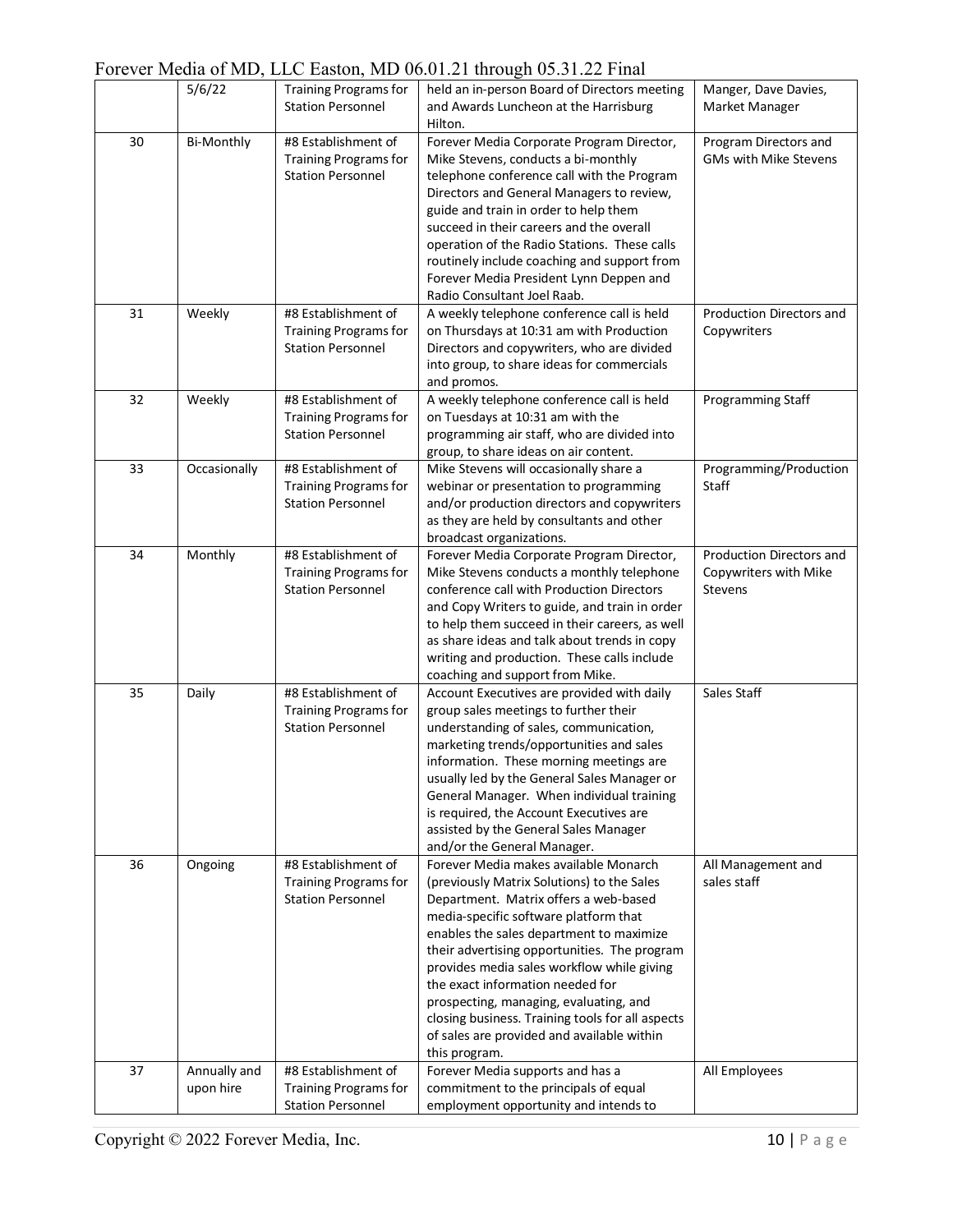| | 5/6/22 | Training Programs for Station Personnel | held an in-person Board of Directors meeting and Awards Luncheon at the Harrisburg Hilton. | Manger, Dave Davies, Market Manager |
|---|---|---|---|---|
| 30 | Bi-Monthly | #8 Establishment of Training Programs for Station Personnel | Forever Media Corporate Program Director, Mike Stevens, conducts a bi-monthly telephone conference call with the Program Directors and General Managers to review, guide and train in order to help them succeed in their careers and the overall operation of the Radio Stations. These calls routinely include coaching and support from Forever Media President Lynn Deppen and Radio Consultant Joel Raab. | Program Directors and GMs with Mike Stevens |
| 31 | Weekly | #8 Establishment of Training Programs for Station Personnel | A weekly telephone conference call is held on Thursdays at 10:31 am with Production Directors and copywriters, who are divided into group, to share ideas for commercials and promos. | Production Directors and Copywriters |
| 32 | Weekly | #8 Establishment of Training Programs for Station Personnel | A weekly telephone conference call is held on Tuesdays at 10:31 am with the programming air staff, who are divided into group, to share ideas on air content. | Programming Staff |
| 33 | Occasionally | #8 Establishment of Training Programs for Station Personnel | Mike Stevens will occasionally share a webinar or presentation to programming and/or production directors and copywriters as they are held by consultants and other broadcast organizations. | Programming/Production Staff |
| 34 | Monthly | #8 Establishment of Training Programs for Station Personnel | Forever Media Corporate Program Director, Mike Stevens conducts a monthly telephone conference call with Production Directors and Copy Writers to guide, and train in order to help them succeed in their careers, as well as share ideas and talk about trends in copy writing and production. These calls include coaching and support from Mike. | Production Directors and Copywriters with Mike Stevens |
| 35 | Daily | #8 Establishment of Training Programs for Station Personnel | Account Executives are provided with daily group sales meetings to further their understanding of sales, communication, marketing trends/opportunities and sales information. These morning meetings are usually led by the General Sales Manager or General Manager. When individual training is required, the Account Executives are assisted by the General Sales Manager and/or the General Manager. | Sales Staff |
| 36 | Ongoing | #8 Establishment of Training Programs for Station Personnel | Forever Media makes available Monarch (previously Matrix Solutions) to the Sales Department. Matrix offers a web-based media-specific software platform that enables the sales department to maximize their advertising opportunities. The program provides media sales workflow while giving the exact information needed for prospecting, managing, evaluating, and closing business. Training tools for all aspects of sales are provided and available within this program. | All Management and sales staff |
| 37 | Annually and upon hire | #8 Establishment of Training Programs for Station Personnel | Forever Media supports and has a commitment to the principals of equal employment opportunity and intends to | All Employees |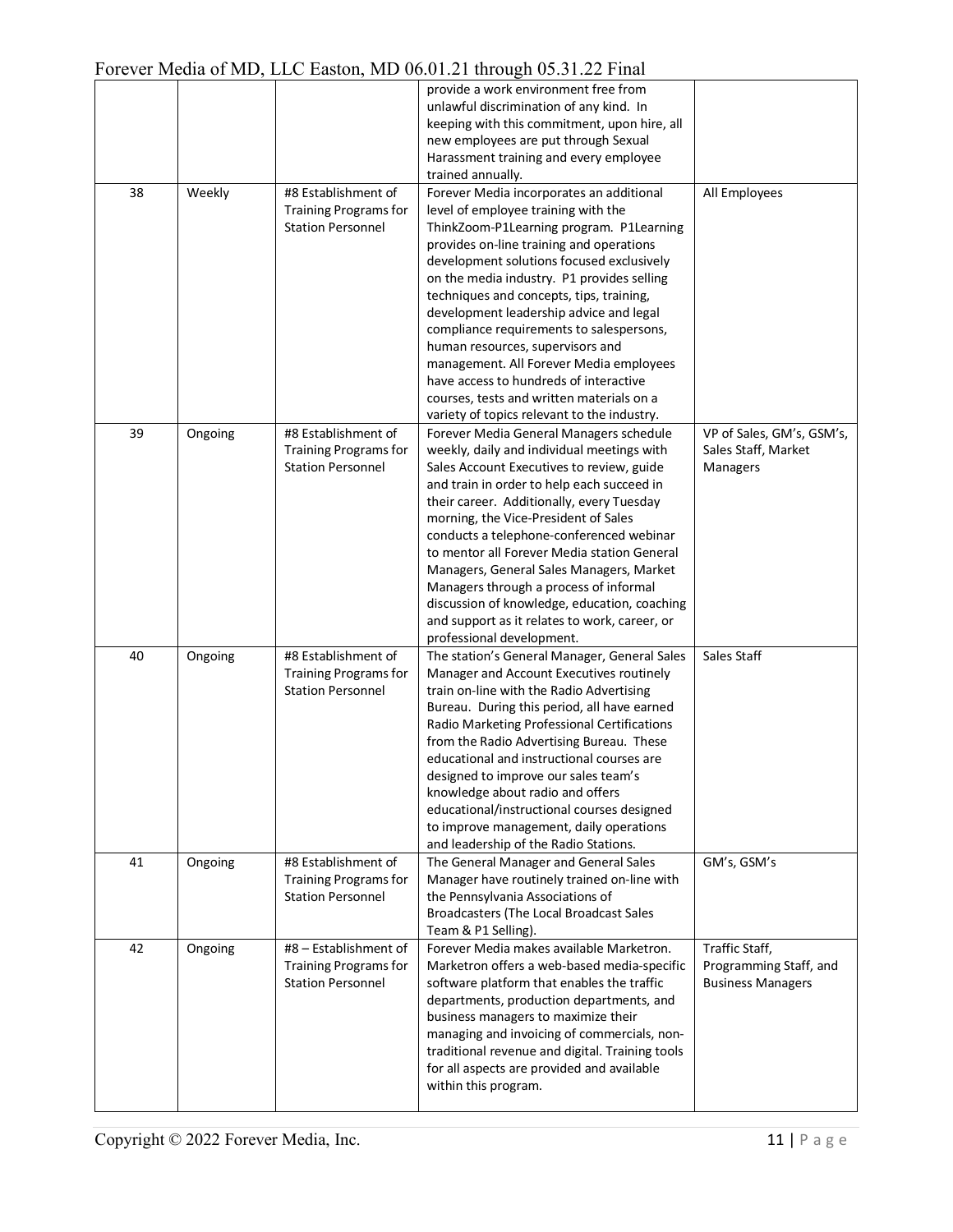| | | | | |
|---|---|---|---|---|
| | | | provide a work environment free from unlawful discrimination of any kind. In keeping with this commitment, upon hire, all new employees are put through Sexual Harassment training and every employee trained annually. | |
| 38 | Weekly | #8 Establishment of Training Programs for Station Personnel | Forever Media incorporates an additional level of employee training with the ThinkZoom-P1Learning program. P1Learning provides on-line training and operations development solutions focused exclusively on the media industry. P1 provides selling techniques and concepts, tips, training, development leadership advice and legal compliance requirements to salespersons, human resources, supervisors and management. All Forever Media employees have access to hundreds of interactive courses, tests and written materials on a variety of topics relevant to the industry. | All Employees |
| 39 | Ongoing | #8 Establishment of Training Programs for Station Personnel | Forever Media General Managers schedule weekly, daily and individual meetings with Sales Account Executives to review, guide and train in order to help each succeed in their career. Additionally, every Tuesday morning, the Vice-President of Sales conducts a telephone-conferenced webinar to mentor all Forever Media station General Managers, General Sales Managers, Market Managers through a process of informal discussion of knowledge, education, coaching and support as it relates to work, career, or professional development. | VP of Sales, GM's, GSM's, Sales Staff, Market Managers |
| 40 | Ongoing | #8 Establishment of Training Programs for Station Personnel | The station's General Manager, General Sales Manager and Account Executives routinely train on-line with the Radio Advertising Bureau. During this period, all have earned Radio Marketing Professional Certifications from the Radio Advertising Bureau. These educational and instructional courses are designed to improve our sales team's knowledge about radio and offers educational/instructional courses designed to improve management, daily operations and leadership of the Radio Stations. | Sales Staff |
| 41 | Ongoing | #8 Establishment of Training Programs for Station Personnel | The General Manager and General Sales Manager have routinely trained on-line with the Pennsylvania Associations of Broadcasters (The Local Broadcast Sales Team & P1 Selling). | GM's, GSM's |
| 42 | Ongoing | #8 – Establishment of Training Programs for Station Personnel | Forever Media makes available Marketron. Marketron offers a web-based media-specific software platform that enables the traffic departments, production departments, and business managers to maximize their managing and invoicing of commercials, non-traditional revenue and digital. Training tools for all aspects are provided and available within this program. | Traffic Staff, Programming Staff, and Business Managers |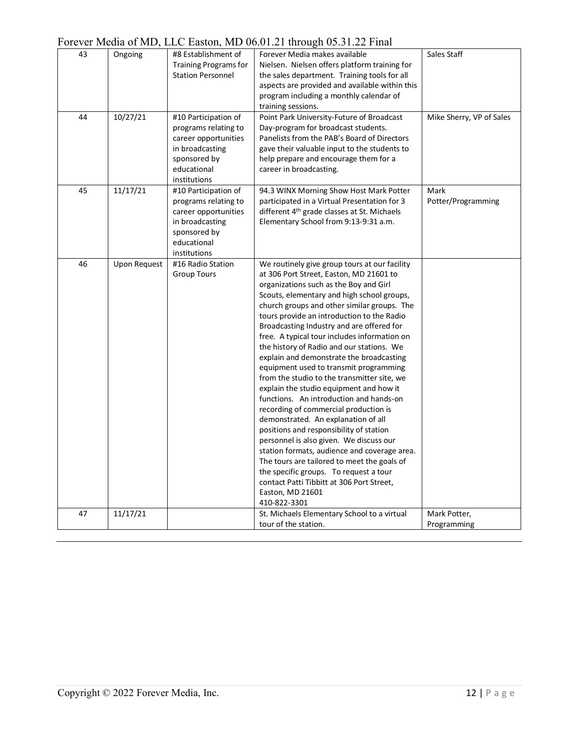| | | | | |
|---|---|---|---|---|
| 43 | Ongoing | #8 Establishment of Training Programs for Station Personnel | Forever Media makes available Nielsen. Nielsen offers platform training for the sales department. Training tools for all aspects are provided and available within this program including a monthly calendar of training sessions. | Sales Staff |
| 44 | 10/27/21 | #10 Participation of programs relating to career opportunities in broadcasting sponsored by educational institutions | Point Park University-Future of Broadcast Day-program for broadcast students. Panelists from the PAB's Board of Directors gave their valuable input to the students to help prepare and encourage them for a career in broadcasting. | Mike Sherry, VP of Sales |
| 45 | 11/17/21 | #10 Participation of programs relating to career opportunities in broadcasting sponsored by educational institutions | 94.3 WINX Morning Show Host Mark Potter participated in a Virtual Presentation for 3 different 4th grade classes at St. Michaels Elementary School from 9:13-9:31 a.m. | Mark Potter/Programming |
| 46 | Upon Request | #16 Radio Station Group Tours | We routinely give group tours at our facility at 306 Port Street, Easton, MD 21601 to organizations such as the Boy and Girl Scouts, elementary and high school groups, church groups and other similar groups. The tours provide an introduction to the Radio Broadcasting Industry and are offered for free. A typical tour includes information on the history of Radio and our stations. We explain and demonstrate the broadcasting equipment used to transmit programming from the studio to the transmitter site, we explain the studio equipment and how it functions. An introduction and hands-on recording of commercial production is demonstrated. An explanation of all positions and responsibility of station personnel is also given. We discuss our station formats, audience and coverage area. The tours are tailored to meet the goals of the specific groups. To request a tour contact Patti Tibbitt at 306 Port Street, Easton, MD 21601 410-822-3301 | |
| 47 | 11/17/21 | | St. Michaels Elementary School to a virtual tour of the station. | Mark Potter, Programming |